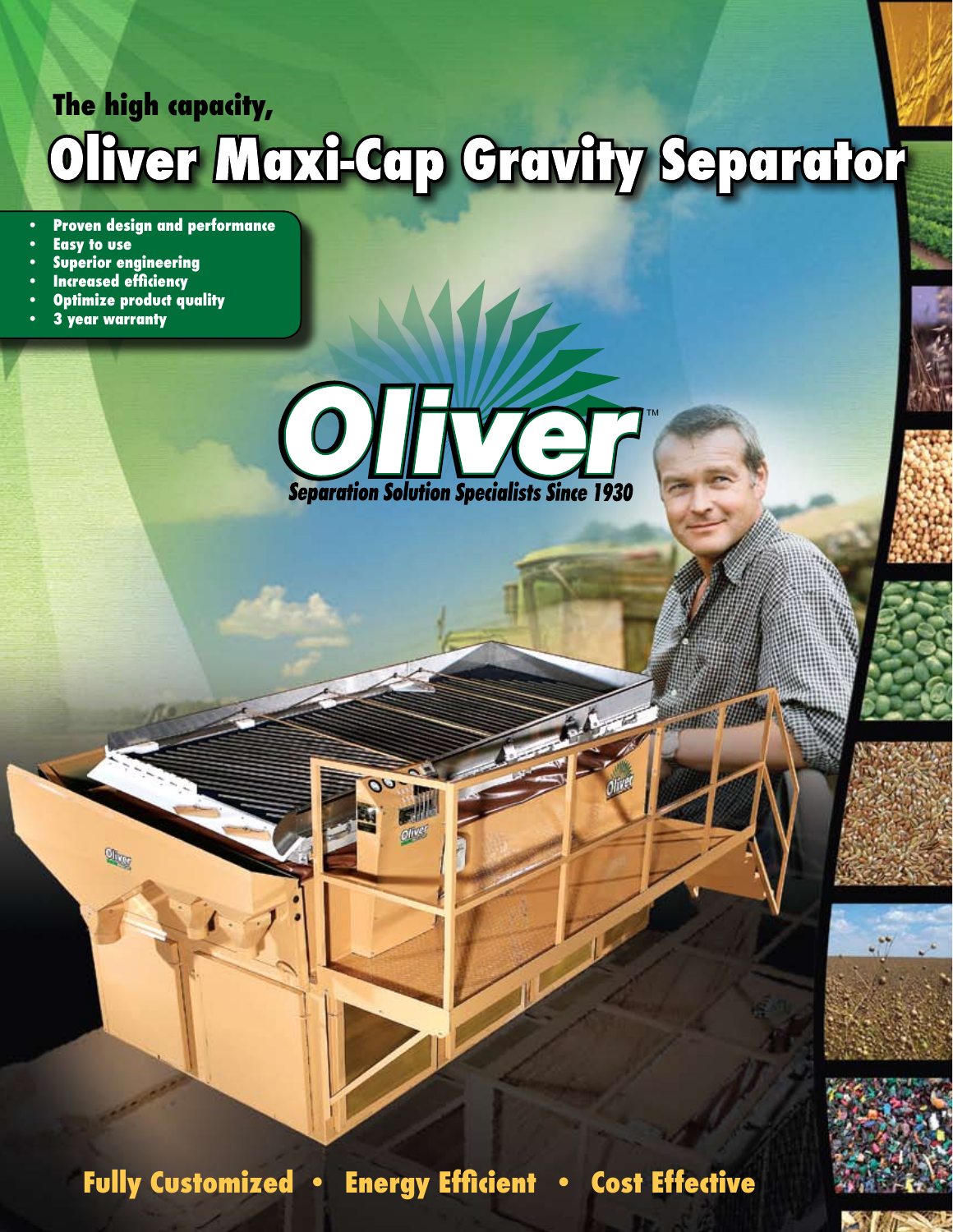## The high capacity,

# Oliver Maxi-Cap Gravity Separator

- Proven design and performance
- Easy to use
- Superior engineering
- Increased efficiency
- Optimize product quality
- 3 year warranty

Oliver™

*Separation Solution Specialists Since 1930*

**Fully Customized • Energy Efficient • Cost Effective**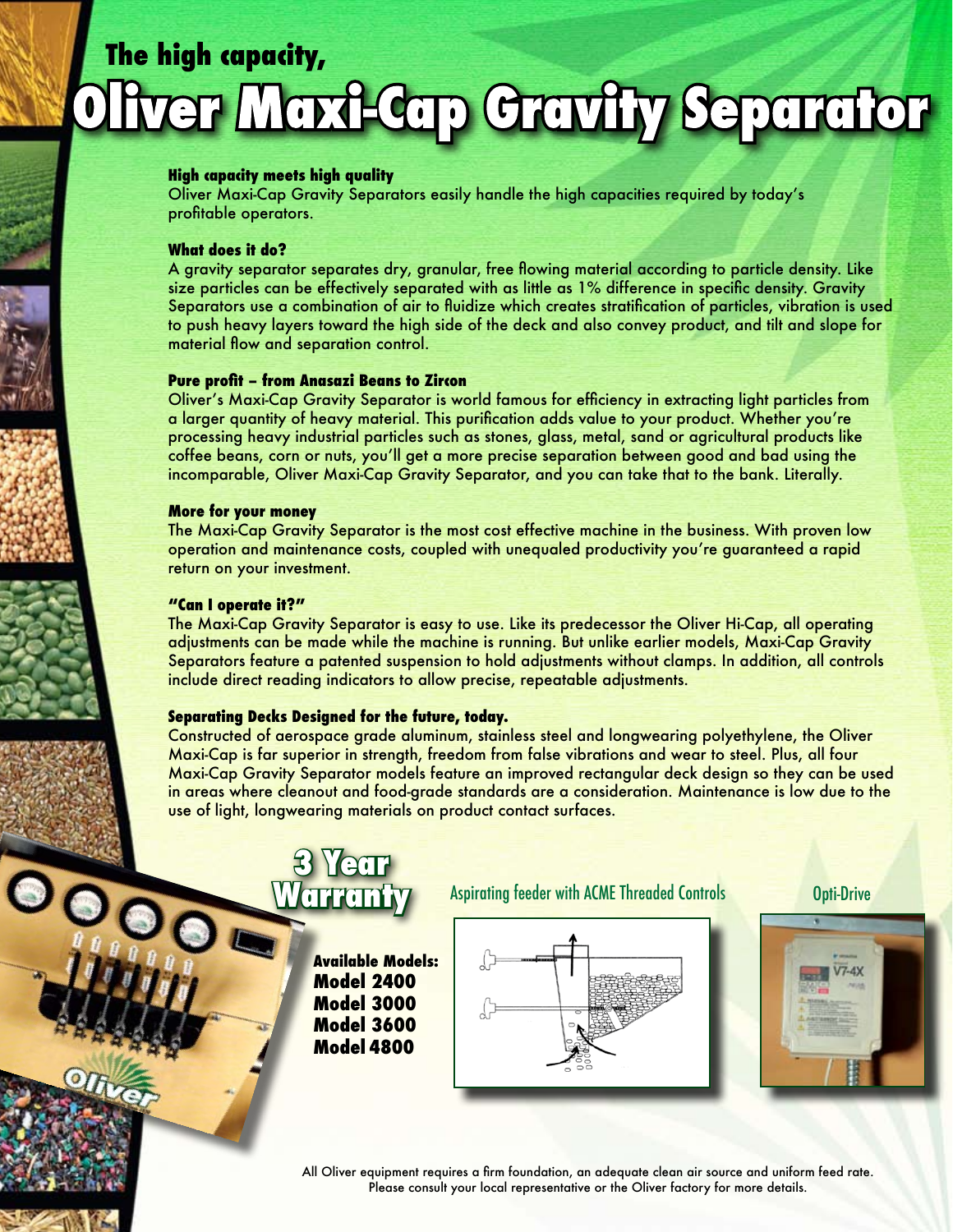The high capacity,

# Oliver Maxi-Cap Gravity Separator

**High capacity meets high quality**

Oliver Maxi-Cap Gravity Separators easily handle the high capacities required by today's profitable operators.

**What does it do?**

A gravity separator separates dry, granular, free flowing material according to particle density. Like size particles can be effectively separated with as little as 1% difference in specific density. Gravity Separators use a combination of air to fluidize which creates stratification of particles, vibration is used to push heavy layers toward the high side of the deck and also convey product, and tilt and slope for material flow and separation control.

**Pure profit – from Anasazi Beans to Zircon**

Oliver's Maxi-Cap Gravity Separator is world famous for efficiency in extracting light particles from a larger quantity of heavy material. This purification adds value to your product. Whether you're processing heavy industrial particles such as stones, glass, metal, sand or agricultural products like coffee beans, corn or nuts, you'll get a more precise separation between good and bad using the incomparable, Oliver Maxi-Cap Gravity Separator, and you can take that to the bank. Literally.

**More for your money**

The Maxi-Cap Gravity Separator is the most cost effective machine in the business. With proven low operation and maintenance costs, coupled with unequaled productivity you're guaranteed a rapid return on your investment.

**"Can I operate it?"**

The Maxi-Cap Gravity Separator is easy to use. Like its predecessor the Oliver Hi-Cap, all operating adjustments can be made while the machine is running. But unlike earlier models, Maxi-Cap Gravity Separators feature a patented suspension to hold adjustments without clamps. In addition, all controls include direct reading indicators to allow precise, repeatable adjustments.

**Separating Decks Designed for the future, today.**

Constructed of aerospace grade aluminum, stainless steel and longwearing polyethylene, the Oliver Maxi-Cap is far superior in strength, freedom from false vibrations and wear to steel. Plus, all four Maxi-Cap Gravity Separator models feature an improved rectangular deck design so they can be used in areas where cleanout and food-grade standards are a consideration. Maintenance is low due to the use of light, longwearing materials on product contact surfaces.

**3 Year Warranty**

**Available Models:**
**Model 2400**
**Model 3000**
**Model 3600**
**Model 4800**

Aspirating feeder with ACME Threaded Controls

Opti-Drive

All Oliver equipment requires a firm foundation, an adequate clean air source and uniform feed rate. Please consult your local representative or the Oliver factory for more details.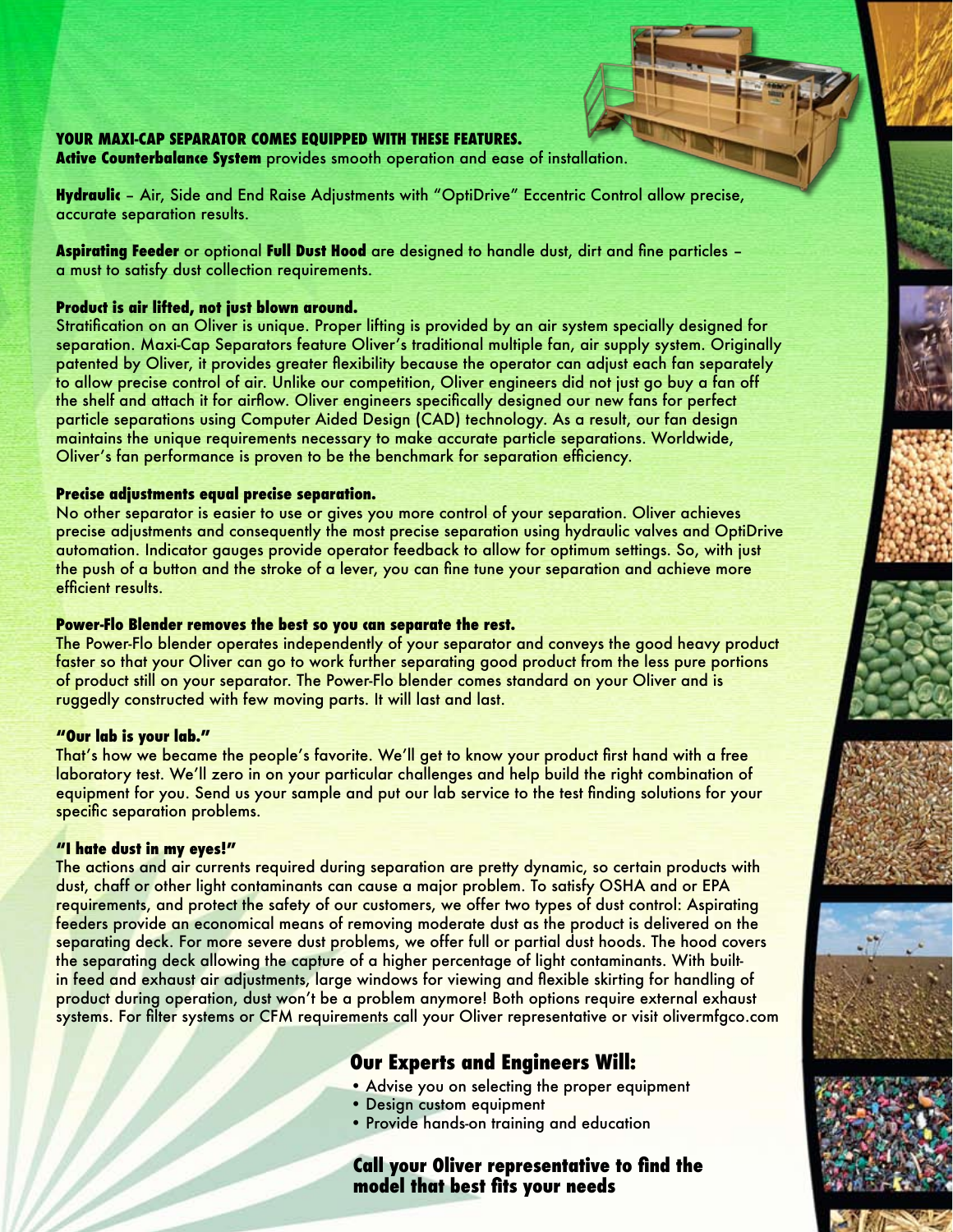**YOUR MAXI-CAP SEPARATOR COMES EQUIPPED WITH THESE FEATURES.**

**Active Counterbalance System** provides smooth operation and ease of installation.

**Hydraulic** – Air, Side and End Raise Adjustments with "OptiDrive" Eccentric Control allow precise, accurate separation results.

**Aspirating Feeder** or optional **Full Dust Hood** are designed to handle dust, dirt and fine particles – a must to satisfy dust collection requirements.

**Product is air lifted, not just blown around.**

Stratification on an Oliver is unique. Proper lifting is provided by an air system specially designed for separation. Maxi-Cap Separators feature Oliver's traditional multiple fan, air supply system. Originally patented by Oliver, it provides greater flexibility because the operator can adjust each fan separately to allow precise control of air. Unlike our competition, Oliver engineers did not just go buy a fan off the shelf and attach it for airflow. Oliver engineers specifically designed our new fans for perfect particle separations using Computer Aided Design (CAD) technology. As a result, our fan design maintains the unique requirements necessary to make accurate particle separations. Worldwide, Oliver's fan performance is proven to be the benchmark for separation efficiency.

**Precise adjustments equal precise separation.**

No other separator is easier to use or gives you more control of your separation. Oliver achieves precise adjustments and consequently the most precise separation using hydraulic valves and OptiDrive automation. Indicator gauges provide operator feedback to allow for optimum settings. So, with just the push of a button and the stroke of a lever, you can fine tune your separation and achieve more efficient results.

**Power-Flo Blender removes the best so you can separate the rest.**

The Power-Flo blender operates independently of your separator and conveys the good heavy product faster so that your Oliver can go to work further separating good product from the less pure portions of product still on your separator. The Power-Flo blender comes standard on your Oliver and is ruggedly constructed with few moving parts. It will last and last.

**"Our lab is your lab."**

That's how we became the people's favorite. We'll get to know your product first hand with a free laboratory test. We'll zero in on your particular challenges and help build the right combination of equipment for you. Send us your sample and put our lab service to the test finding solutions for your specific separation problems.

**"I hate dust in my eyes!"**

The actions and air currents required during separation are pretty dynamic, so certain products with dust, chaff or other light contaminants can cause a major problem. To satisfy OSHA and or EPA requirements, and protect the safety of our customers, we offer two types of dust control: Aspirating feeders provide an economical means of removing moderate dust as the product is delivered on the separating deck. For more severe dust problems, we offer full or partial dust hoods. The hood covers the separating deck allowing the capture of a higher percentage of light contaminants. With built-in feed and exhaust air adjustments, large windows for viewing and flexible skirting for handling of product during operation, dust won't be a problem anymore! Both options require external exhaust systems. For filter systems or CFM requirements call your Oliver representative or visit olivermfgco.com

## Our Experts and Engineers Will:

- Advise you on selecting the proper equipment
- Design custom equipment
- Provide hands-on training and education

### Call your Oliver representative to find the model that best fits your needs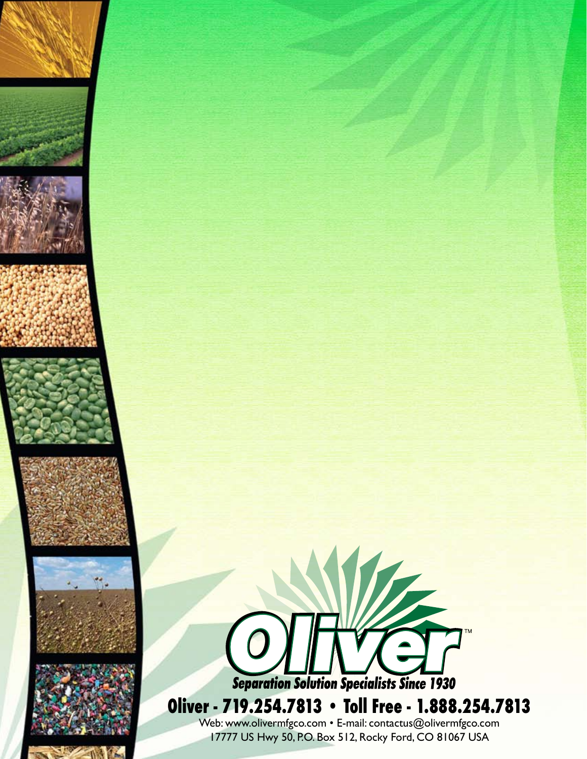Oliver™

*Separation Solution Specialists Since 1930*

**Oliver - 719.254.7813 • Toll Free - 1.888.254.7813**

Web: www.olivermfgco.com • E-mail: contactus@olivermfgco.com

17777 US Hwy 50, P.O. Box 512, Rocky Ford, CO 81067 USA